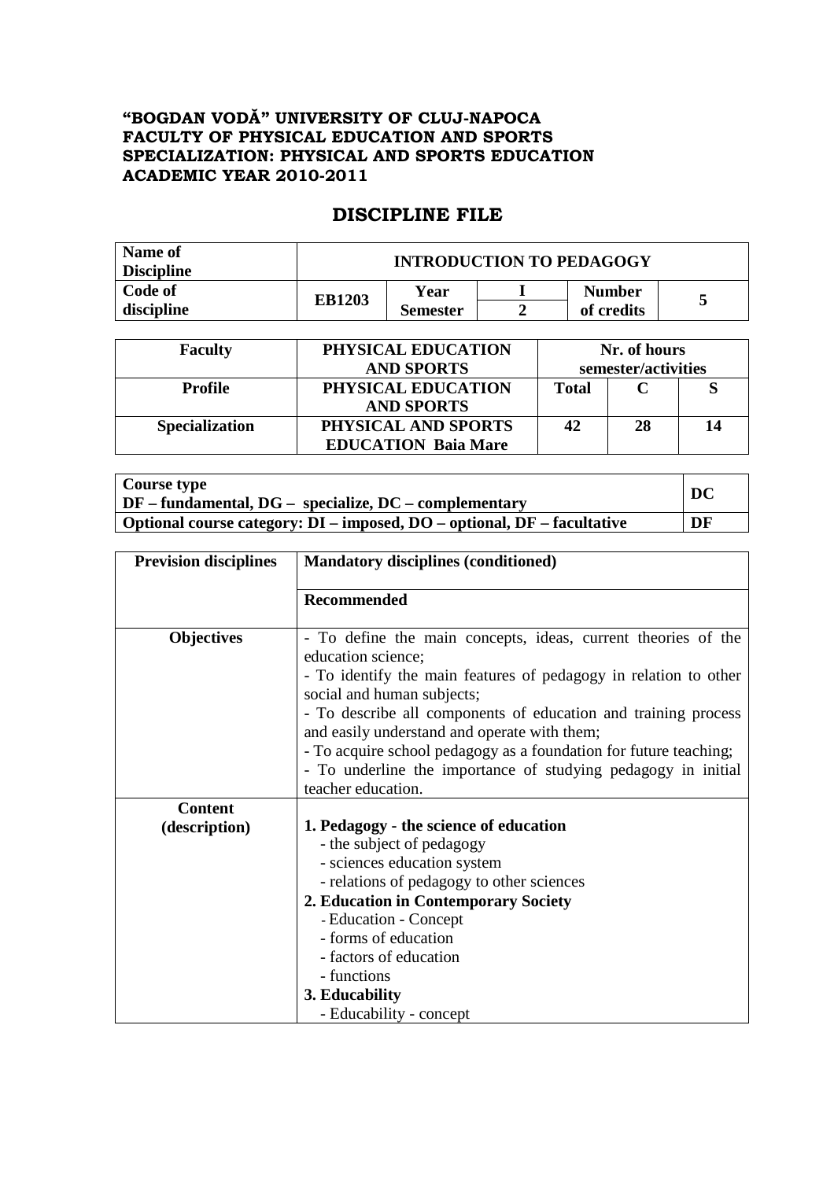**"BOGDAN VODĂ" UNIVERSITY OF CLUJ-NAPOCA**
**FACULTY OF PHYSICAL EDUCATION AND SPORTS**
**SPECIALIZATION: PHYSICAL AND SPORTS EDUCATION**
**ACADEMIC YEAR 2010-2011**

# DISCIPLINE FILE

| **Name of Discipline** | **INTRODUCTION TO PEDAGOGY** | | | | |
|---|---|---|---|---|---|
| **Code of discipline** | **EB1203** | **Year** | **I** | **Number of credits** | **5** |
| | | **Semester** | **2** | | |

| **Faculty** | **PHYSICAL EDUCATION AND SPORTS** | **Nr. of hours semester/activities** | | |
|---|---|---|---|---|
| **Profile** | **PHYSICAL EDUCATION AND SPORTS** | **Total** | **C** | **S** |
| **Specialization** | **PHYSICAL AND SPORTS EDUCATION Baia Mare** | **42** | **28** | **14** |

| **Course type** DF – fundamental, DG – specialize, DC – complementary | **DC** |
|---|---|
| **Optional course category: DI – imposed, DO – optional, DF – facultative** | **DF** |

| **Prevision disciplines** | **Mandatory disciplines (conditioned)** |
|---|---|
| | **Recommended** |
| **Objectives** | - To define the main concepts, ideas, current theories of the education science;<br>- To identify the main features of pedagogy in relation to other social and human subjects;<br>- To describe all components of education and training process and easily understand and operate with them;<br>- To acquire school pedagogy as a foundation for future teaching;<br>- To underline the importance of studying pedagogy in initial teacher education. |
| **Content (description)** | **1. Pedagogy - the science of education**<br>- the subject of pedagogy<br>- sciences education system<br>- relations of pedagogy to other sciences<br>**2. Education in Contemporary Society**<br>- Education - Concept<br>- forms of education<br>- factors of education<br>- functions<br>**3. Educability**<br>- Educability - concept |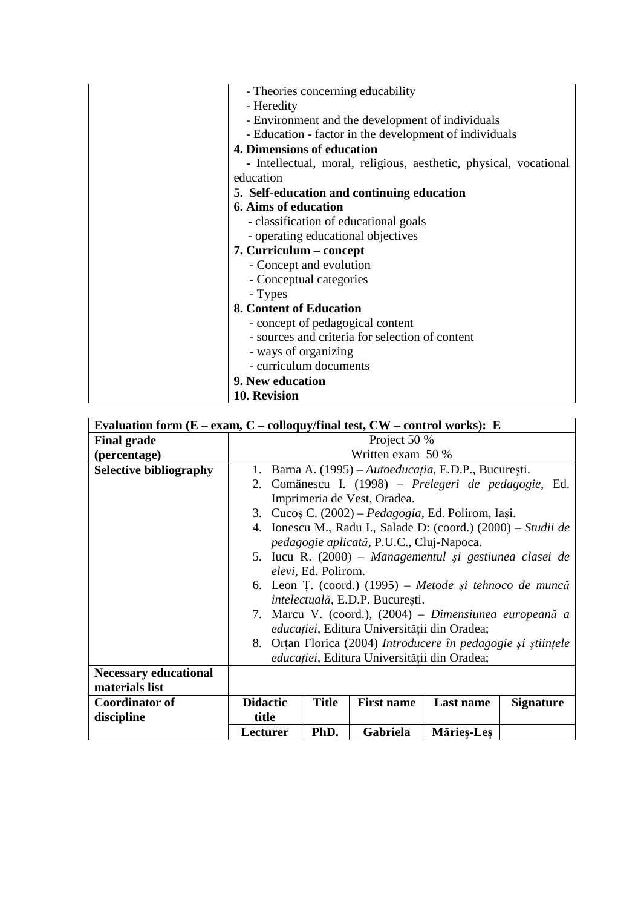| | |
|---|---|
| | - Theories concerning educability<br>- Heredity<br>- Environment and the development of individuals<br>- Education - factor in the development of individuals<br>**4. Dimensions of education**<br>- Intellectual, moral, religious, aesthetic, physical, vocational education<br>**5. Self-education and continuing education**<br>**6. Aims of education**<br>- classification of educational goals<br>- operating educational objectives<br>**7. Curriculum – concept**<br>- Concept and evolution<br>- Conceptual categories<br>- Types<br>**8. Content of Education**<br>- concept of pedagogical content<br>- sources and criteria for selection of content<br>- ways of organizing<br>- curriculum documents<br>**9. New education**<br>**10. Revision** |

| **Evaluation form (E – exam, C – colloquy/final test, CW – control works): E** | | | | | |
|---|---|---|---|---|---|
| **Final grade (percentage)** | Project 50 %<br>Written exam 50 % | | | | |
| **Selective bibliography** | 1. Barna A. (1995) – *Autoeducația*, E.D.P., București.<br>2. Comănescu I. (1998) – *Prelegeri de pedagogie*, Ed. Imprimeria de Vest, Oradea.<br>3. Cucoş C. (2002) – *Pedagogia*, Ed. Polirom, Iaşi.<br>4. Ionescu M., Radu I., Salade D: (coord.) (2000) – *Studii de pedagogie aplicată*, P.U.C., Cluj-Napoca.<br>5. Iucu R. (2000) – *Managementul şi gestiunea clasei de elevi*, Ed. Polirom.<br>6. Leon Ț. (coord.) (1995) – *Metode şi tehnoco de muncă intelectuală*, E.D.P. Bucureşti.<br>7. Marcu V. (coord.), (2004) – *Dimensiunea europeană a educației*, Editura Universității din Oradea;<br>8. Orțan Florica (2004) *Introducere în pedagogie şi ştiințele educației*, Editura Universității din Oradea; | | | | |
| **Necessary educational materials list** | | | | | |
| **Coordinator of discipline** | **Didactic title** | **Title** | **First name** | **Last name** | **Signature** |
| | **Lecturer** | **PhD.** | **Gabriela** | **Mărieş-Leş** | |